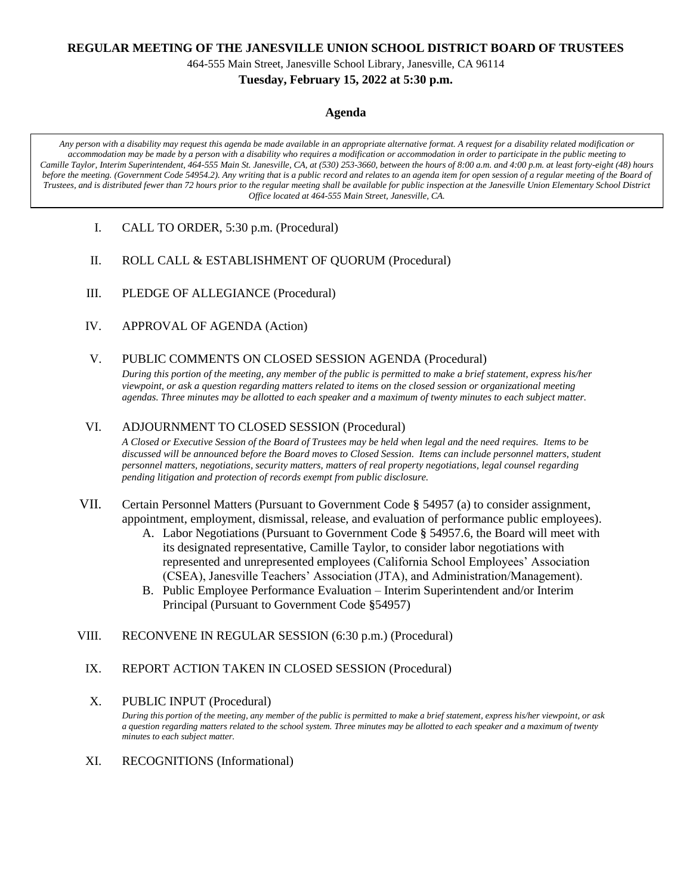**REGULAR MEETING OF THE JANESVILLE UNION SCHOOL DISTRICT BOARD OF TRUSTEES**

464-555 Main Street, Janesville School Library, Janesville, CA 96114

**Tuesday, February 15, 2022 at 5:30 p.m.**

## Agenda

*Any person with a disability may request this agenda be made available in an appropriate alternative format. A request for a disability related modification or accommodation may be made by a person with a disability who requires a modification or accommodation in order to participate in the public meeting to Camille Taylor, Interim Superintendent, 464-555 Main St. Janesville, CA, at (530) 253-3660, between the hours of 8:00 a.m. and 4:00 p.m. at least forty-eight (48) hours before the meeting. (Government Code 54954.2). Any writing that is a public record and relates to an agenda item for open session of a regular meeting of the Board of Trustees, and is distributed fewer than 72 hours prior to the regular meeting shall be available for public inspection at the Janesville Union Elementary School District Office located at 464-555 Main Street, Janesville, CA.*

I. CALL TO ORDER, 5:30 p.m. (Procedural)

II. ROLL CALL & ESTABLISHMENT OF QUORUM (Procedural)

III. PLEDGE OF ALLEGIANCE (Procedural)

IV. APPROVAL OF AGENDA (Action)

V. PUBLIC COMMENTS ON CLOSED SESSION AGENDA (Procedural)

*During this portion of the meeting, any member of the public is permitted to make a brief statement, express his/her viewpoint, or ask a question regarding matters related to items on the closed session or organizational meeting agendas. Three minutes may be allotted to each speaker and a maximum of twenty minutes to each subject matter.*

VI. ADJOURNMENT TO CLOSED SESSION (Procedural)

*A Closed or Executive Session of the Board of Trustees may be held when legal and the need requires. Items to be discussed will be announced before the Board moves to Closed Session. Items can include personnel matters, student personnel matters, negotiations, security matters, matters of real property negotiations, legal counsel regarding pending litigation and protection of records exempt from public disclosure.*

VII. Certain Personnel Matters (Pursuant to Government Code § 54957 (a) to consider assignment, appointment, employment, dismissal, release, and evaluation of performance public employees).

A. Labor Negotiations (Pursuant to Government Code § 54957.6, the Board will meet with its designated representative, Camille Taylor, to consider labor negotiations with represented and unrepresented employees (California School Employees' Association (CSEA), Janesville Teachers' Association (JTA), and Administration/Management).

B. Public Employee Performance Evaluation – Interim Superintendent and/or Interim Principal (Pursuant to Government Code §54957)

VIII. RECONVENE IN REGULAR SESSION (6:30 p.m.) (Procedural)

IX. REPORT ACTION TAKEN IN CLOSED SESSION (Procedural)

X. PUBLIC INPUT (Procedural)

*During this portion of the meeting, any member of the public is permitted to make a brief statement, express his/her viewpoint, or ask a question regarding matters related to the school system. Three minutes may be allotted to each speaker and a maximum of twenty minutes to each subject matter.*

XI. RECOGNITIONS (Informational)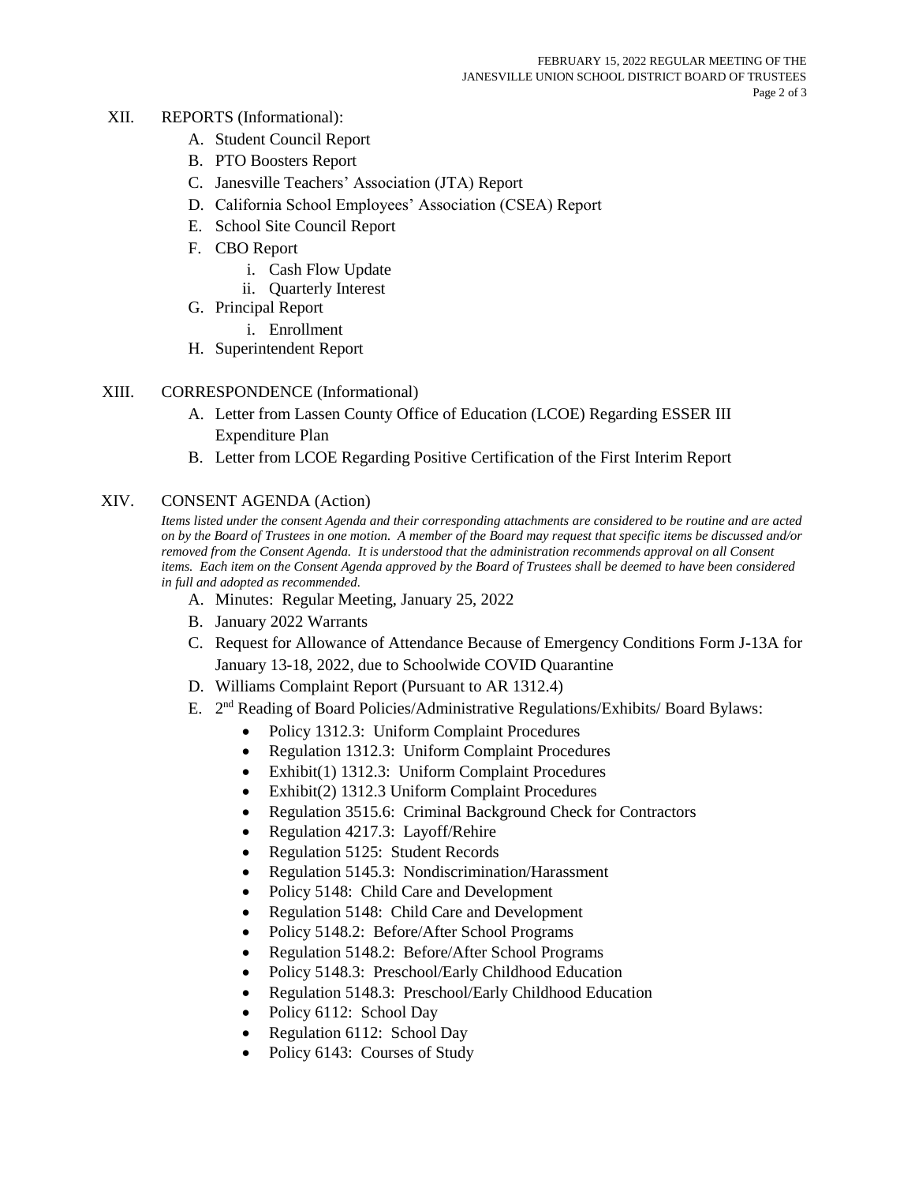## XII. REPORTS (Informational):

A. Student Council Report
B. PTO Boosters Report
C. Janesville Teachers' Association (JTA) Report
D. California School Employees' Association (CSEA) Report
E. School Site Council Report
F. CBO Report
   i. Cash Flow Update
   ii. Quarterly Interest
G. Principal Report
   i. Enrollment
H. Superintendent Report

## XIII. CORRESPONDENCE (Informational)

A. Letter from Lassen County Office of Education (LCOE) Regarding ESSER III Expenditure Plan
B. Letter from LCOE Regarding Positive Certification of the First Interim Report

## XIV. CONSENT AGENDA (Action)

*Items listed under the consent Agenda and their corresponding attachments are considered to be routine and are acted on by the Board of Trustees in one motion. A member of the Board may request that specific items be discussed and/or removed from the Consent Agenda. It is understood that the administration recommends approval on all Consent items. Each item on the Consent Agenda approved by the Board of Trustees shall be deemed to have been considered in full and adopted as recommended.*

A. Minutes: Regular Meeting, January 25, 2022
B. January 2022 Warrants
C. Request for Allowance of Attendance Because of Emergency Conditions Form J-13A for January 13-18, 2022, due to Schoolwide COVID Quarantine
D. Williams Complaint Report (Pursuant to AR 1312.4)
E. 2nd Reading of Board Policies/Administrative Regulations/Exhibits/ Board Bylaws:
   - Policy 1312.3: Uniform Complaint Procedures
   - Regulation 1312.3: Uniform Complaint Procedures
   - Exhibit(1) 1312.3: Uniform Complaint Procedures
   - Exhibit(2) 1312.3 Uniform Complaint Procedures
   - Regulation 3515.6: Criminal Background Check for Contractors
   - Regulation 4217.3: Layoff/Rehire
   - Regulation 5125: Student Records
   - Regulation 5145.3: Nondiscrimination/Harassment
   - Policy 5148: Child Care and Development
   - Regulation 5148: Child Care and Development
   - Policy 5148.2: Before/After School Programs
   - Regulation 5148.2: Before/After School Programs
   - Policy 5148.3: Preschool/Early Childhood Education
   - Regulation 5148.3: Preschool/Early Childhood Education
   - Policy 6112: School Day
   - Regulation 6112: School Day
   - Policy 6143: Courses of Study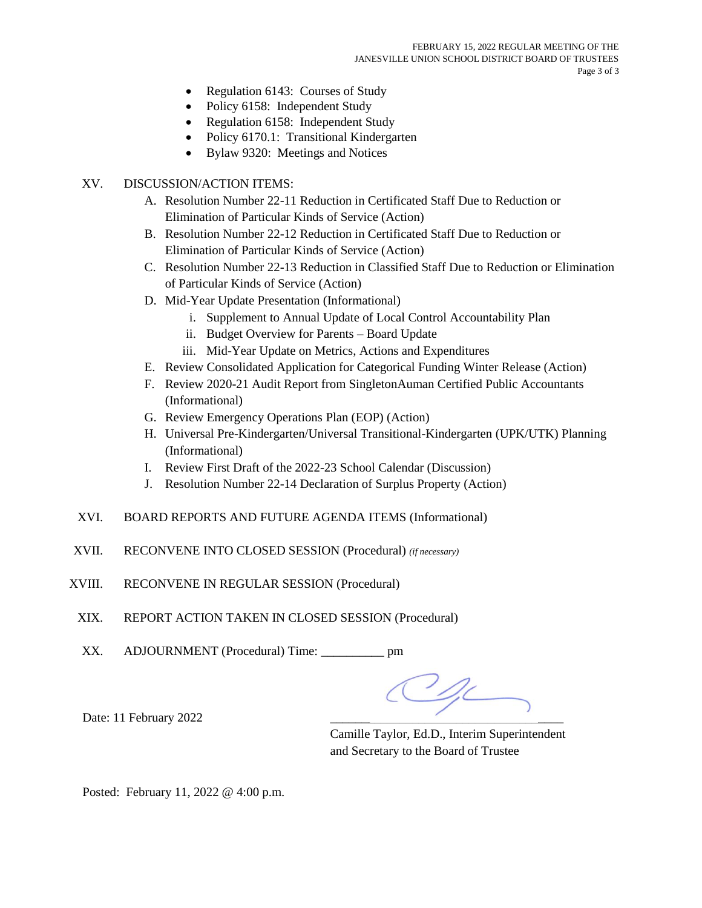- Regulation 6143: Courses of Study
- Policy 6158: Independent Study
- Regulation 6158: Independent Study
- Policy 6170.1: Transitional Kindergarten
- Bylaw 9320: Meetings and Notices

XV. DISCUSSION/ACTION ITEMS:

A. Resolution Number 22-11 Reduction in Certificated Staff Due to Reduction or Elimination of Particular Kinds of Service (Action)

B. Resolution Number 22-12 Reduction in Certificated Staff Due to Reduction or Elimination of Particular Kinds of Service (Action)

C. Resolution Number 22-13 Reduction in Classified Staff Due to Reduction or Elimination of Particular Kinds of Service (Action)

D. Mid-Year Update Presentation (Informational)

   i. Supplement to Annual Update of Local Control Accountability Plan

   ii. Budget Overview for Parents – Board Update

   iii. Mid-Year Update on Metrics, Actions and Expenditures

E. Review Consolidated Application for Categorical Funding Winter Release (Action)

F. Review 2020-21 Audit Report from SingletonAuman Certified Public Accountants (Informational)

G. Review Emergency Operations Plan (EOP) (Action)

H. Universal Pre-Kindergarten/Universal Transitional-Kindergarten (UPK/UTK) Planning (Informational)

I. Review First Draft of the 2022-23 School Calendar (Discussion)

J. Resolution Number 22-14 Declaration of Surplus Property (Action)

XVI. BOARD REPORTS AND FUTURE AGENDA ITEMS (Informational)

XVII. RECONVENE INTO CLOSED SESSION (Procedural) *(if necessary)*

XVIII. RECONVENE IN REGULAR SESSION (Procedural)

XIX. REPORT ACTION TAKEN IN CLOSED SESSION (Procedural)

XX. ADJOURNMENT (Procedural) Time: __________ pm

Date: 11 February 2022

Camille Taylor, Ed.D., Interim Superintendent
and Secretary to the Board of Trustee

Posted: February 11, 2022 @ 4:00 p.m.